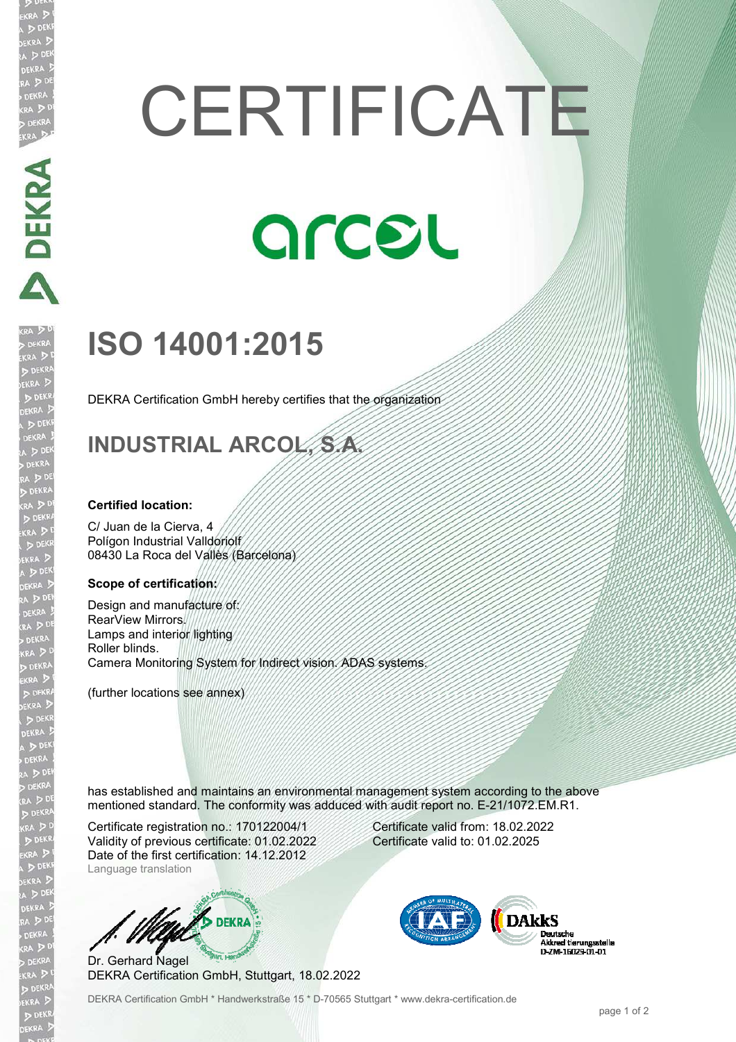# CERTIFICATE

arcol

## ISO 14001:2015

DEKRA Certification GmbH hereby certifies that the organization

## INDUSTRIAL ARCOL, S.A.

**Certified location:**

C/ Juan de la Cierva, 4
Polígon Industrial Valldoriolf
08430 La Roca del Vallès (Barcelona)

**Scope of certification:**

Design and manufacture of:
RearView Mirrors.
Lamps and interior lighting
Roller blinds.
Camera Monitoring System for Indirect vision. ADAS systems.

(further locations see annex)

has established and maintains an environmental management system according to the above mentioned standard. The conformity was adduced with audit report no. E-21/1072.EM.R1.

Certificate registration no.: 170122004/1
Validity of previous certificate: 01.02.2022
Date of the first certification: 14.12.2012
Language translation

Certificate valid from: 18.02.2022
Certificate valid to: 01.02.2025

Dr. Gerhard Nagel
DEKRA Certification GmbH, Stuttgart, 18.02.2022

DAkkS Deutsche Akkreditierungsstelle D-ZM-16029-01-01

DEKRA Certification GmbH * Handwerkstraße 15 * D-70565 Stuttgart * www.dekra-certification.de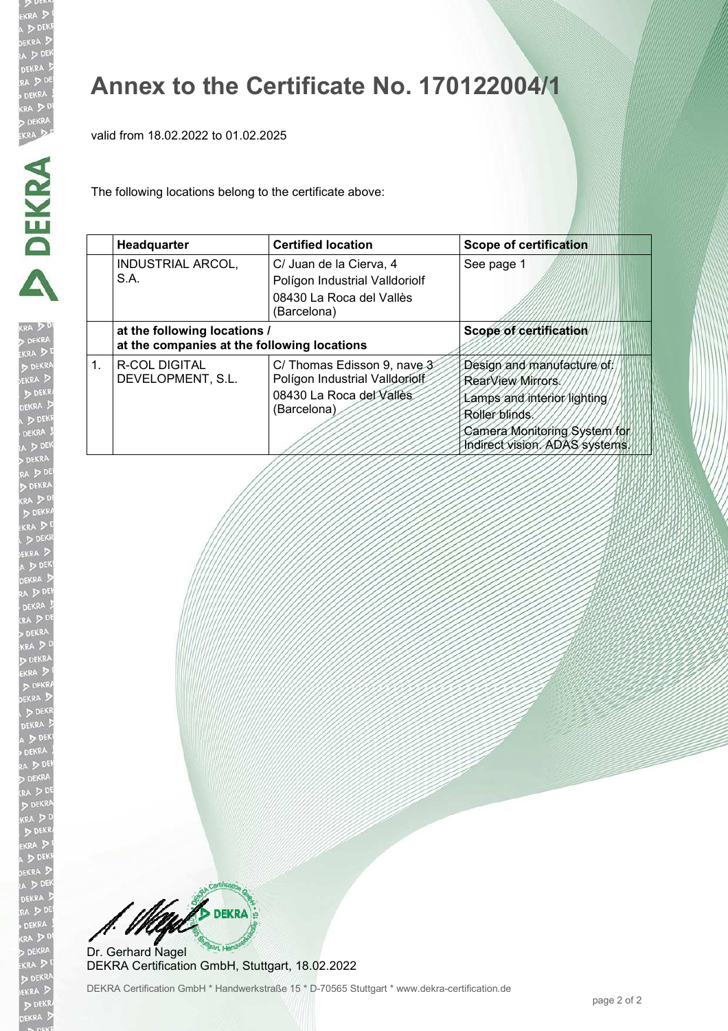# Annex to the Certificate No. 170122004/1

valid from 18.02.2022 to 01.02.2025

The following locations belong to the certificate above:

| | Headquarter | Certified location | Scope of certification |
|---|---|---|---|
| | INDUSTRIAL ARCOL, S.A. | C/ Juan de la Cierva, 4<br>Polígon Industrial Valldoriolf<br>08430 La Roca del Vallès (Barcelona) | See page 1 |
| | **at the following locations / at the companies at the following locations** | | **Scope of certification** |
| 1. | R-COL DIGITAL DEVELOPMENT, S.L. | C/ Thomas Edisson 9, nave 3<br>Polígon Industrial Valldoriolf<br>08430 La Roca del Vallès (Barcelona) | Design and manufacture of:<br>RearView Mirrors.<br>Lamps and interior lighting<br>Roller blinds.<br>Camera Monitoring System for Indirect vision. ADAS systems. |

Dr. Gerhard Nagel
DEKRA Certification GmbH, Stuttgart, 18.02.2022

DEKRA Certification GmbH * Handwerkstraße 15 * D-70565 Stuttgart * www.dekra-certification.de